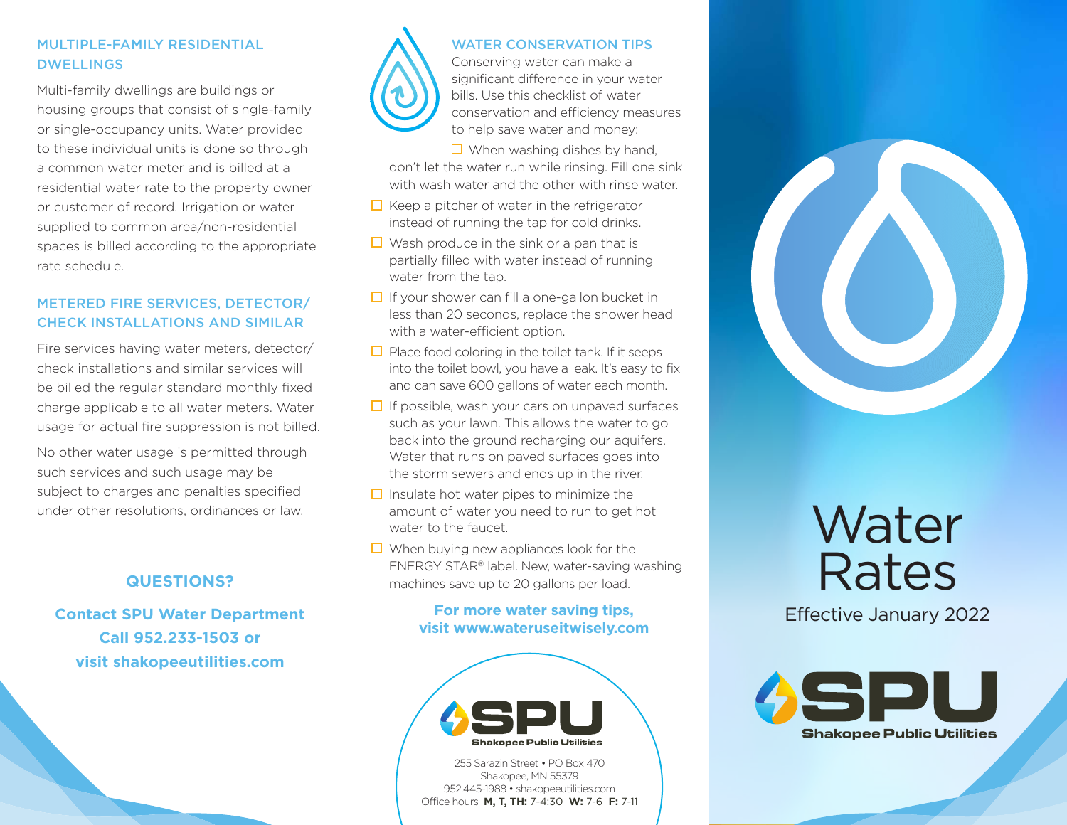## MULTIPLE-FAMILY RESIDENTIAL DWELLINGS

Multi-family dwellings are buildings or housing groups that consist of single-family or single-occupancy units. Water provided to these individual units is done so through a common water meter and is billed at a residential water rate to the property owner or customer of record. Irrigation or water supplied to common area/non-residential spaces is billed according to the appropriate rate schedule.

## METERED FIRE SERVICES, DETECTOR/ CHECK INSTALLATIONS AND SIMILAR

Fire services having water meters, detector/ check installations and similar services will be billed the regular standard monthly fixed charge applicable to all water meters. Water usage for actual fire suppression is not billed.

No other water usage is permitted through such services and such usage may be subject to charges and penalties specified under other resolutions, ordinances or law.

**QUESTIONS?**

**Contact SPU Water Department**
**Call 952.233-1503 or**
**visit shakopeeutilities.com**

## WATER CONSERVATION TIPS

Conserving water can make a significant difference in your water bills. Use this checklist of water conservation and efficiency measures to help save water and money:

- ☐ When washing dishes by hand, don't let the water run while rinsing. Fill one sink with wash water and the other with rinse water.
- ☐ Keep a pitcher of water in the refrigerator instead of running the tap for cold drinks.
- ☐ Wash produce in the sink or a pan that is partially filled with water instead of running water from the tap.
- ☐ If your shower can fill a one-gallon bucket in less than 20 seconds, replace the shower head with a water-efficient option.
- ☐ Place food coloring in the toilet tank. If it seeps into the toilet bowl, you have a leak. It's easy to fix and can save 600 gallons of water each month.
- ☐ If possible, wash your cars on unpaved surfaces such as your lawn. This allows the water to go back into the ground recharging our aquifers. Water that runs on paved surfaces goes into the storm sewers and ends up in the river.
- ☐ Insulate hot water pipes to minimize the amount of water you need to run to get hot water to the faucet.
- ☐ When buying new appliances look for the ENERGY STAR® label. New, water-saving washing machines save up to 20 gallons per load.

**For more water saving tips, visit www.wateruseitwisely.com**

SPU
Shakopee Public Utilities

255 Sarazin Street • PO Box 470
Shakopee, MN 55379
952.445-1988 • shakopeeutilities.com
Office hours **M, T, TH:** 7-4:30 **W:** 7-6 **F:** 7-11

# Water Rates

Effective January 2022

SPU
Shakopee Public Utilities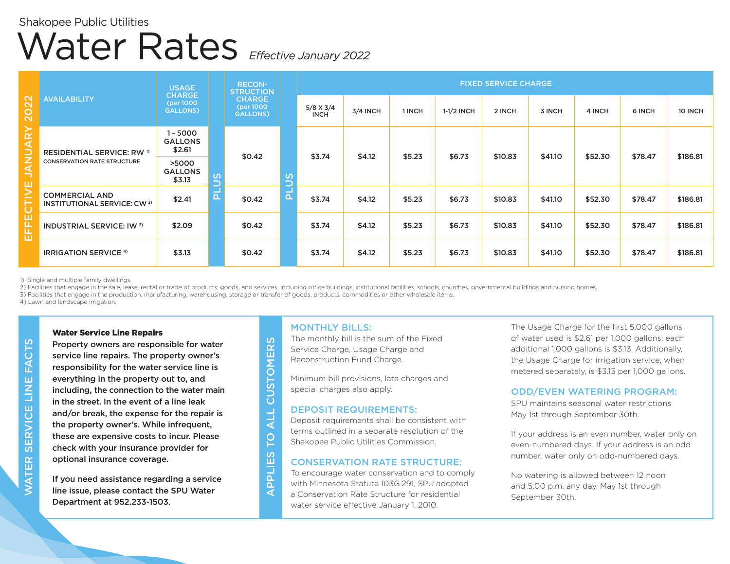Shakopee Public Utilities

# Water Rates

*Effective January 2022*

| EFFECTIVE JANUARY 2022 — AVAILABILITY | USAGE CHARGE (per 1000 GALLONS) | | RECONSTRUCTION CHARGE (per 1000 GALLONS) | | FIXED SERVICE CHARGE | | | | | | | | |
|---|---|---|---|---|---|---|---|---|---|---|---|---|---|
| | | | | | 5/8 X 3/4 INCH | 3/4 INCH | 1 INCH | 1-1/2 INCH | 2 INCH | 3 INCH | 4 INCH | 6 INCH | 10 INCH |
| RESIDENTIAL SERVICE: RW [1] CONSERVATION RATE STRUCTURE | 1 - 5000 GALLONS $2.61; >5000 GALLONS $3.13 | PLUS | $0.42 | PLUS | $3.74 | $4.12 | $5.23 | $6.73 | $10.83 | $41.10 | $52.30 | $78.47 | $186.81 |
| COMMERCIAL AND INSTITUTIONAL SERVICE: CW [2] | $2.41 | PLUS | $0.42 | PLUS | $3.74 | $4.12 | $5.23 | $6.73 | $10.83 | $41.10 | $52.30 | $78.47 | $186.81 |
| INDUSTRIAL SERVICE: IW [3] | $2.09 | PLUS | $0.42 | PLUS | $3.74 | $4.12 | $5.23 | $6.73 | $10.83 | $41.10 | $52.30 | $78.47 | $186.81 |
| IRRIGATION SERVICE [4] | $3.13 | PLUS | $0.42 | PLUS | $3.74 | $4.12 | $5.23 | $6.73 | $10.83 | $41.10 | $52.30 | $78.47 | $186.81 |

1) Single and multiple family dwellings.
2) Facilities that engage in the sale, lease, rental or trade of products, goods, and services, including office buildings, institutional facilities, schools, churches, governmental buildings and nursing homes.
3) Facilities that engage in the production, manufacturing, warehousing, storage or transfer of goods, products, commodities or other wholesale items.
4) Lawn and landscape irrigation.

## WATER SERVICE LINE FACTS

**Water Service Line Repairs**

**Property owners are responsible for water service line repairs. The property owner's responsibility for the water service line is everything in the property out to, and including, the connection to the water main in the street. In the event of a line leak and/or break, the expense for the repair is the property owner's. While infrequent, these are expensive costs to incur. Please check with your insurance provider for optional insurance coverage.**

**If you need assistance regarding a service line issue, please contact the SPU Water Department at 952.233-1503.**

## APPLIES TO ALL CUSTOMERS

### MONTHLY BILLS:

The monthly bill is the sum of the Fixed Service Charge, Usage Charge and Reconstruction Fund Charge.

Minimum bill provisions, late charges and special charges also apply.

### DEPOSIT REQUIREMENTS:

Deposit requirements shall be consistent with terms outlined in a separate resolution of the Shakopee Public Utilities Commission.

### CONSERVATION RATE STRUCTURE:

To encourage water conservation and to comply with Minnesota Statute 103G.291, SPU adopted a Conservation Rate Structure for residential water service effective January 1, 2010.

The Usage Charge for the first 5,000 gallons of water used is $2.61 per 1,000 gallons; each additional 1,000 gallons is $3.13. Additionally, the Usage Charge for irrigation service, when metered separately, is $3.13 per 1,000 gallons.

### ODD/EVEN WATERING PROGRAM:

SPU maintains seasonal water restrictions May 1st through September 30th.

If your address is an even number, water only on even-numbered days. If your address is an odd number, water only on odd-numbered days.

No watering is allowed between 12 noon and 5:00 p.m. any day, May 1st through September 30th.